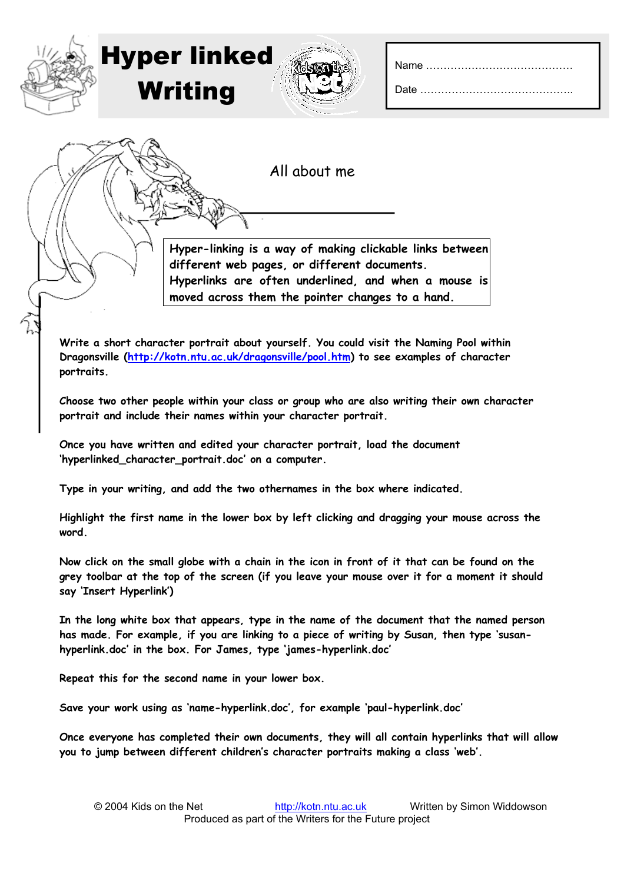# Hyper linked Writing

Name ……………………………………

Date ……………………………………..

## All about me

**Hyper-linking is a way of making clickable links between different web pages, or different documents. Hyperlinks are often underlined, and when a mouse is moved across them the pointer changes to a hand.**

**Write a short character portrait about yourself. You could visit the Naming Pool within Dragonsville ([http://kotn.ntu.ac.uk/dragonsville/pool.htm](http://kotn.ntu.ac.uk/dragonsville/pool.htm)) to see examples of character portraits.**

**Choose two other people within your class or group who are also writing their own character portrait and include their names within your character portrait.**

**Once you have written and edited your character portrait, load the document 'hyperlinked_character_portrait.doc' on a computer.**

**Type in your writing, and add the two othernames in the box where indicated.**

**Highlight the first name in the lower box by left clicking and dragging your mouse across the word.**

**Now click on the small globe with a chain in the icon in front of it that can be found on the grey toolbar at the top of the screen (if you leave your mouse over it for a moment it should say 'Insert Hyperlink')**

**In the long white box that appears, type in the name of the document that the named person has made. For example, if you are linking to a piece of writing by Susan, then type 'susan-hyperlink.doc' in the box. For James, type 'james-hyperlink.doc'**

**Repeat this for the second name in your lower box.**

**Save your work using as 'name-hyperlink.doc', for example 'paul-hyperlink.doc'**

**Once everyone has completed their own documents, they will all contain hyperlinks that will allow you to jump between different children's character portraits making a class 'web'.**

© 2004 Kids on the Net [http://kotn.ntu.ac.uk](http://kotn.ntu.ac.uk) Written by Simon Widdowson
Produced as part of the Writers for the Future project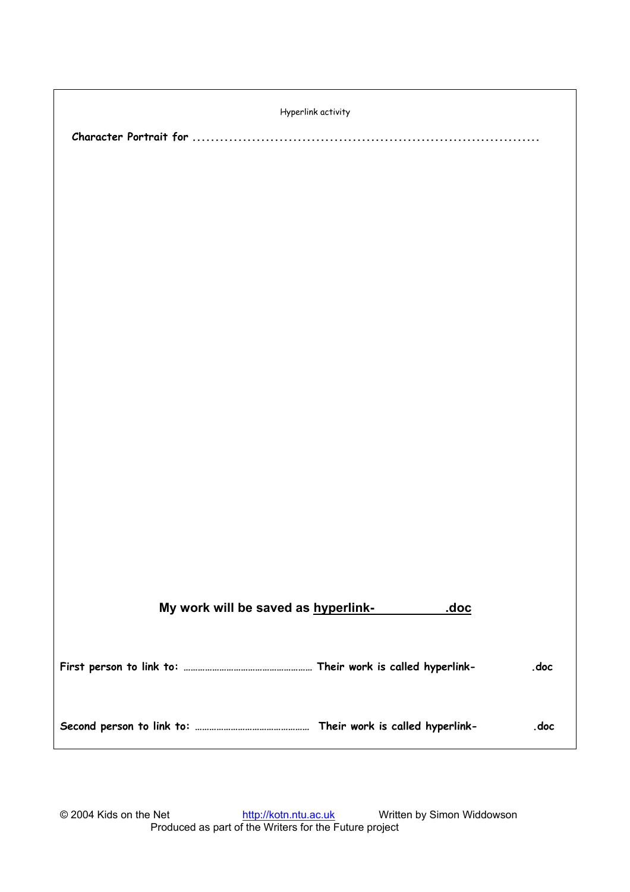Hyperlink activity

**Character Portrait for ..........................................................................**

**My work will be saved as <u>hyperlink-            .doc</u>**

**First person to link to: ………………………………………… Their work is called hyperlink-            .doc**

**Second person to link to: ……………………………………… Their work is called hyperlink-            .doc**

© 2004 Kids on the Net http://kotn.ntu.ac.uk Written by Simon Widdowson
Produced as part of the Writers for the Future project